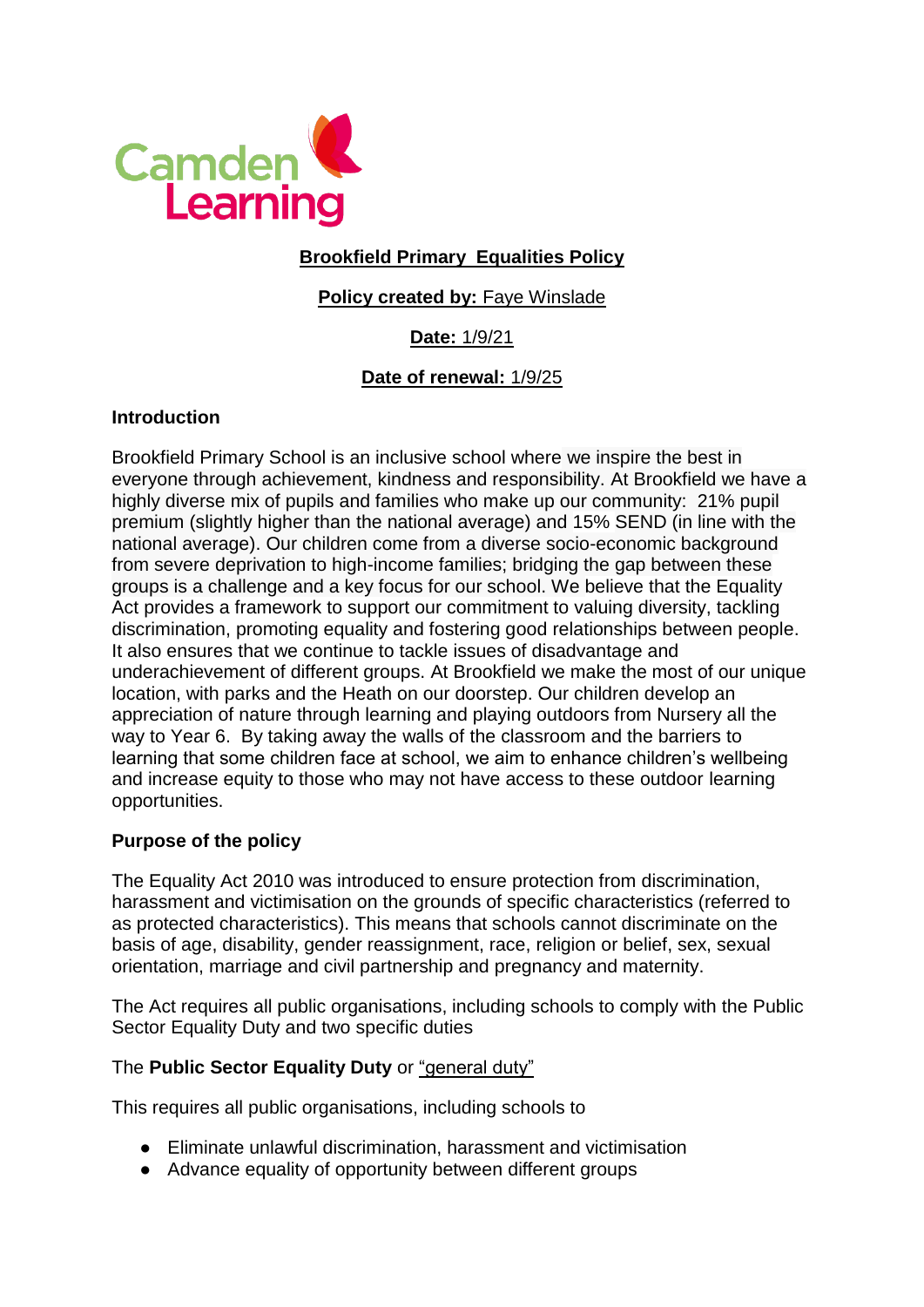Camden Learning

# Brookfield Primary Equalities Policy

**Policy created by:** Faye Winslade

**Date:** 1/9/21

**Date of renewal:** 1/9/25

## Introduction

Brookfield Primary School is an inclusive school where we inspire the best in everyone through achievement, kindness and responsibility. At Brookfield we have a highly diverse mix of pupils and families who make up our community: 21% pupil premium (slightly higher than the national average) and 15% SEND (in line with the national average). Our children come from a diverse socio-economic background from severe deprivation to high-income families; bridging the gap between these groups is a challenge and a key focus for our school. We believe that the Equality Act provides a framework to support our commitment to valuing diversity, tackling discrimination, promoting equality and fostering good relationships between people. It also ensures that we continue to tackle issues of disadvantage and underachievement of different groups. At Brookfield we make the most of our unique location, with parks and the Heath on our doorstep. Our children develop an appreciation of nature through learning and playing outdoors from Nursery all the way to Year 6. By taking away the walls of the classroom and the barriers to learning that some children face at school, we aim to enhance children's wellbeing and increase equity to those who may not have access to these outdoor learning opportunities.

## Purpose of the policy

The Equality Act 2010 was introduced to ensure protection from discrimination, harassment and victimisation on the grounds of specific characteristics (referred to as protected characteristics). This means that schools cannot discriminate on the basis of age, disability, gender reassignment, race, religion or belief, sex, sexual orientation, marriage and civil partnership and pregnancy and maternity.

The Act requires all public organisations, including schools to comply with the Public Sector Equality Duty and two specific duties

The **Public Sector Equality Duty** or "general duty"

This requires all public organisations, including schools to

- Eliminate unlawful discrimination, harassment and victimisation
- Advance equality of opportunity between different groups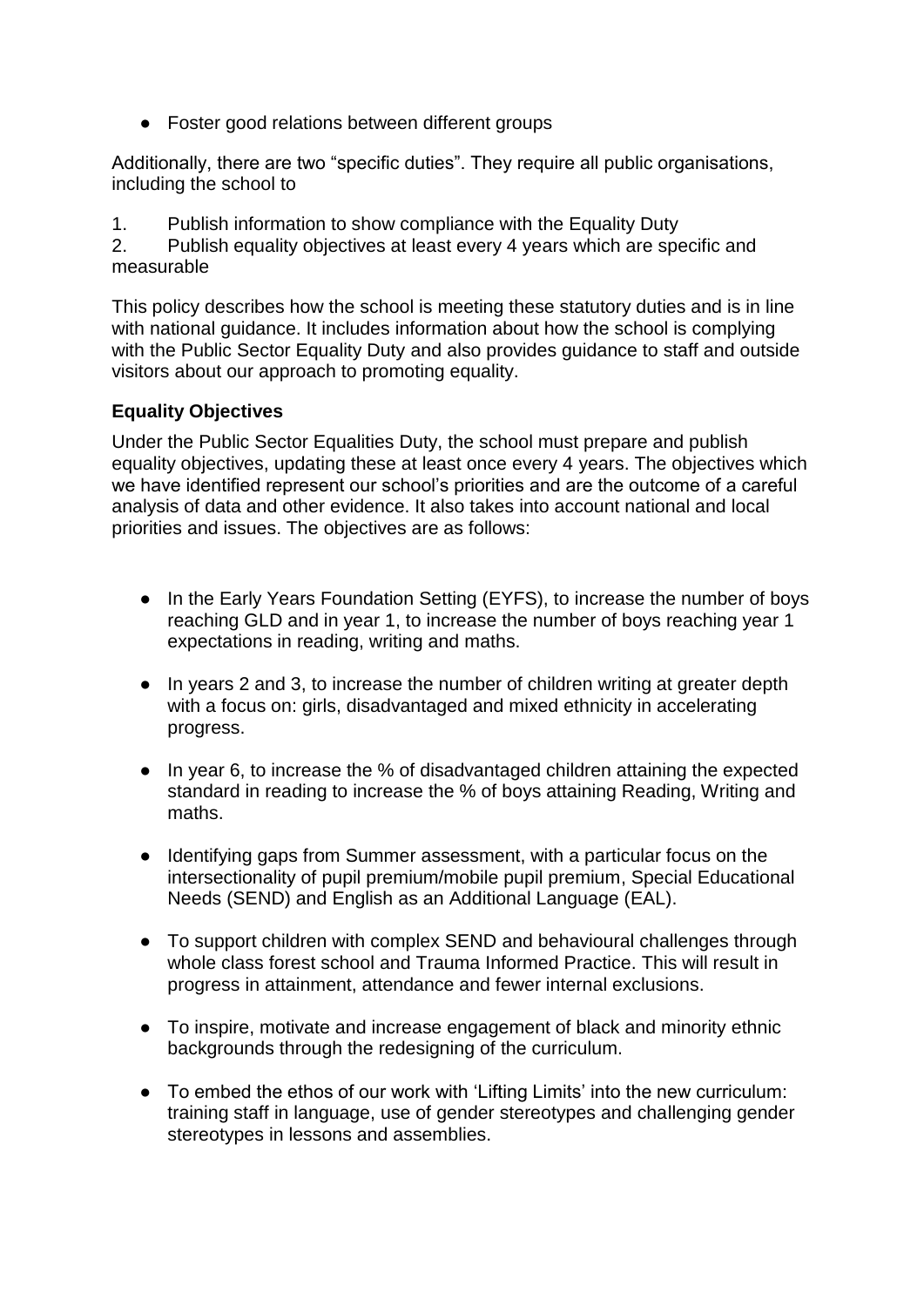- Foster good relations between different groups

Additionally, there are two "specific duties". They require all public organisations, including the school to

1. Publish information to show compliance with the Equality Duty
2. Publish equality objectives at least every 4 years which are specific and measurable

This policy describes how the school is meeting these statutory duties and is in line with national guidance. It includes information about how the school is complying with the Public Sector Equality Duty and also provides guidance to staff and outside visitors about our approach to promoting equality.

**Equality Objectives**

Under the Public Sector Equalities Duty, the school must prepare and publish equality objectives, updating these at least once every 4 years. The objectives which we have identified represent our school's priorities and are the outcome of a careful analysis of data and other evidence. It also takes into account national and local priorities and issues. The objectives are as follows:

- In the Early Years Foundation Setting (EYFS), to increase the number of boys reaching GLD and in year 1, to increase the number of boys reaching year 1 expectations in reading, writing and maths.
- In years 2 and 3, to increase the number of children writing at greater depth with a focus on: girls, disadvantaged and mixed ethnicity in accelerating progress.
- In year 6, to increase the % of disadvantaged children attaining the expected standard in reading to increase the % of boys attaining Reading, Writing and maths.
- Identifying gaps from Summer assessment, with a particular focus on the intersectionality of pupil premium/mobile pupil premium, Special Educational Needs (SEND) and English as an Additional Language (EAL).
- To support children with complex SEND and behavioural challenges through whole class forest school and Trauma Informed Practice. This will result in progress in attainment, attendance and fewer internal exclusions.
- To inspire, motivate and increase engagement of black and minority ethnic backgrounds through the redesigning of the curriculum.
- To embed the ethos of our work with 'Lifting Limits' into the new curriculum: training staff in language, use of gender stereotypes and challenging gender stereotypes in lessons and assemblies.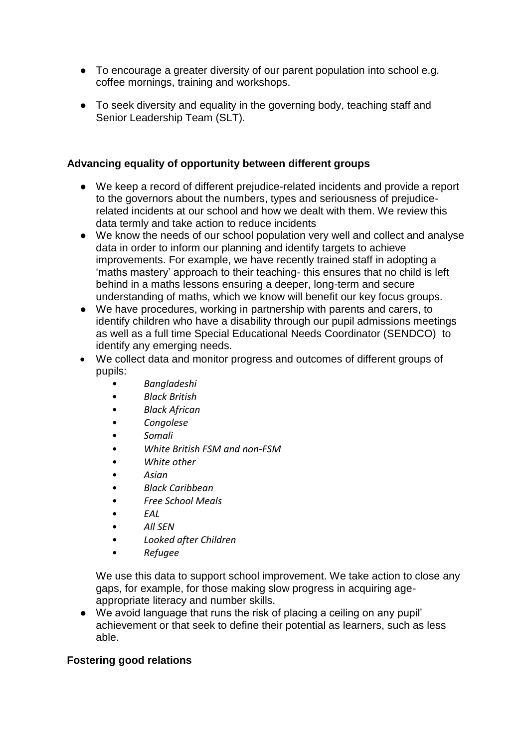- To encourage a greater diversity of our parent population into school e.g. coffee mornings, training and workshops.
- To seek diversity and equality in the governing body, teaching staff and Senior Leadership Team (SLT).

### Advancing equality of opportunity between different groups

- We keep a record of different prejudice-related incidents and provide a report to the governors about the numbers, types and seriousness of prejudice-related incidents at our school and how we dealt with them. We review this data termly and take action to reduce incidents
- We know the needs of our school population very well and collect and analyse data in order to inform our planning and identify targets to achieve improvements. For example, we have recently trained staff in adopting a 'maths mastery' approach to their teaching- this ensures that no child is left behind in a maths lessons ensuring a deeper, long-term and secure understanding of maths, which we know will benefit our key focus groups.
- We have procedures, working in partnership with parents and carers, to identify children who have a disability through our pupil admissions meetings as well as a full time Special Educational Needs Coordinator (SENDCO) to identify any emerging needs.
- We collect data and monitor progress and outcomes of different groups of pupils:
  - *Bangladeshi*
  - *Black British*
  - *Black African*
  - *Congolese*
  - *Somali*
  - *White British FSM and non-FSM*
  - *White other*
  - *Asian*
  - *Black Caribbean*
  - *Free School Meals*
  - *EAL*
  - *All SEN*
  - *Looked after Children*
  - *Refugee*

  We use this data to support school improvement. We take action to close any gaps, for example, for those making slow progress in acquiring age-appropriate literacy and number skills.
- We avoid language that runs the risk of placing a ceiling on any pupil' achievement or that seek to define their potential as learners, such as less able.

### Fostering good relations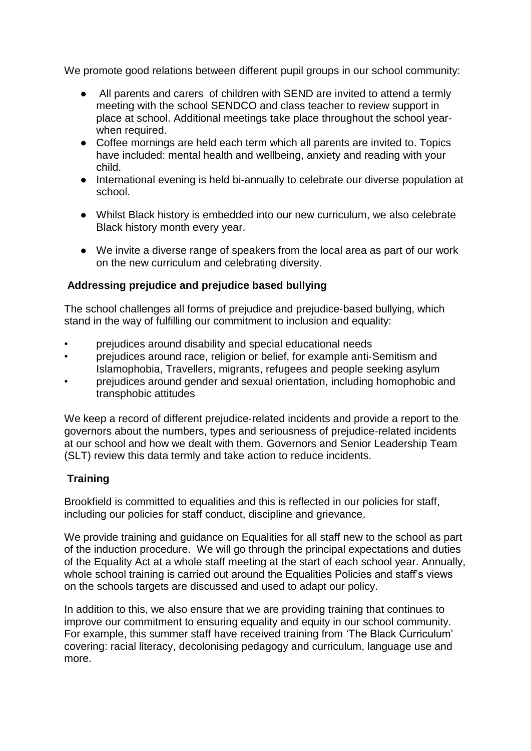We promote good relations between different pupil groups in our school community:

- All parents and carers of children with SEND are invited to attend a termly meeting with the school SENDCO and class teacher to review support in place at school. Additional meetings take place throughout the school year- when required.
- Coffee mornings are held each term which all parents are invited to. Topics have included: mental health and wellbeing, anxiety and reading with your child.
- International evening is held bi-annually to celebrate our diverse population at school.
- Whilst Black history is embedded into our new curriculum, we also celebrate Black history month every year.
- We invite a diverse range of speakers from the local area as part of our work on the new curriculum and celebrating diversity.

**Addressing prejudice and prejudice based bullying**

The school challenges all forms of prejudice and prejudice-based bullying, which stand in the way of fulfilling our commitment to inclusion and equality:

- prejudices around disability and special educational needs
- prejudices around race, religion or belief, for example anti-Semitism and Islamophobia, Travellers, migrants, refugees and people seeking asylum
- prejudices around gender and sexual orientation, including homophobic and transphobic attitudes

We keep a record of different prejudice-related incidents and provide a report to the governors about the numbers, types and seriousness of prejudice-related incidents at our school and how we dealt with them. Governors and Senior Leadership Team (SLT) review this data termly and take action to reduce incidents.

**Training**

Brookfield is committed to equalities and this is reflected in our policies for staff, including our policies for staff conduct, discipline and grievance.

We provide training and guidance on Equalities for all staff new to the school as part of the induction procedure. We will go through the principal expectations and duties of the Equality Act at a whole staff meeting at the start of each school year. Annually, whole school training is carried out around the Equalities Policies and staff's views on the schools targets are discussed and used to adapt our policy.

In addition to this, we also ensure that we are providing training that continues to improve our commitment to ensuring equality and equity in our school community. For example, this summer staff have received training from 'The Black Curriculum' covering: racial literacy, decolonising pedagogy and curriculum, language use and more.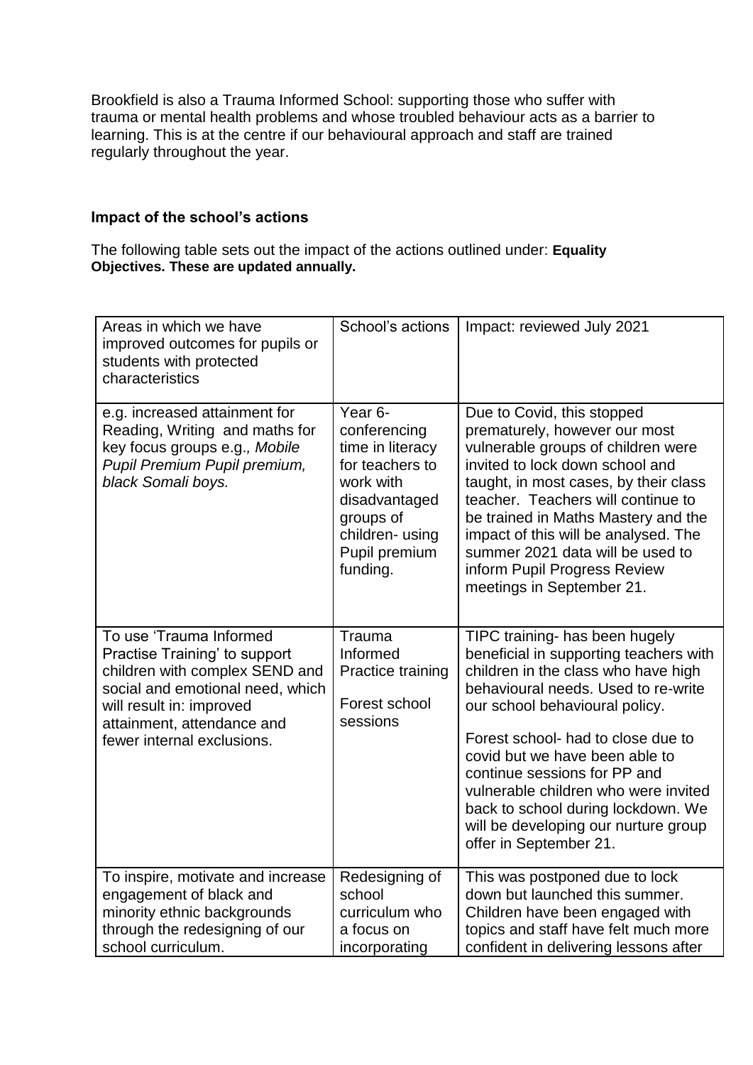Brookfield is also a Trauma Informed School: supporting those who suffer with trauma or mental health problems and whose troubled behaviour acts as a barrier to learning. This is at the centre if our behavioural approach and staff are trained regularly throughout the year.

### Impact of the school's actions

The following table sets out the impact of the actions outlined under: **Equality Objectives. These are updated annually.**

| Areas in which we have improved outcomes for pupils or students with protected characteristics | School's actions | Impact: reviewed July 2021 |
|---|---|---|
| e.g. increased attainment for Reading, Writing and maths for key focus groups e.g*., Mobile Pupil Premium Pupil premium, black Somali boys.* | Year 6- conferencing time in literacy for teachers to work with disadvantaged groups of children- using Pupil premium funding. | Due to Covid, this stopped prematurely, however our most vulnerable groups of children were invited to lock down school and taught, in most cases, by their class teacher. Teachers will continue to be trained in Maths Mastery and the impact of this will be analysed. The summer 2021 data will be used to inform Pupil Progress Review meetings in September 21. |
| To use 'Trauma Informed Practise Training' to support children with complex SEND and social and emotional need, which will result in: improved attainment, attendance and fewer internal exclusions. | Trauma Informed Practice training<br><br>Forest school sessions | TIPC training- has been hugely beneficial in supporting teachers with children in the class who have high behavioural needs. Used to re-write our school behavioural policy.<br><br>Forest school- had to close due to covid but we have been able to continue sessions for PP and vulnerable children who were invited back to school during lockdown. We will be developing our nurture group offer in September 21. |
| To inspire, motivate and increase engagement of black and minority ethnic backgrounds through the redesigning of our school curriculum. | Redesigning of school curriculum who a focus on incorporating | This was postponed due to lock down but launched this summer. Children have been engaged with topics and staff have felt much more confident in delivering lessons after |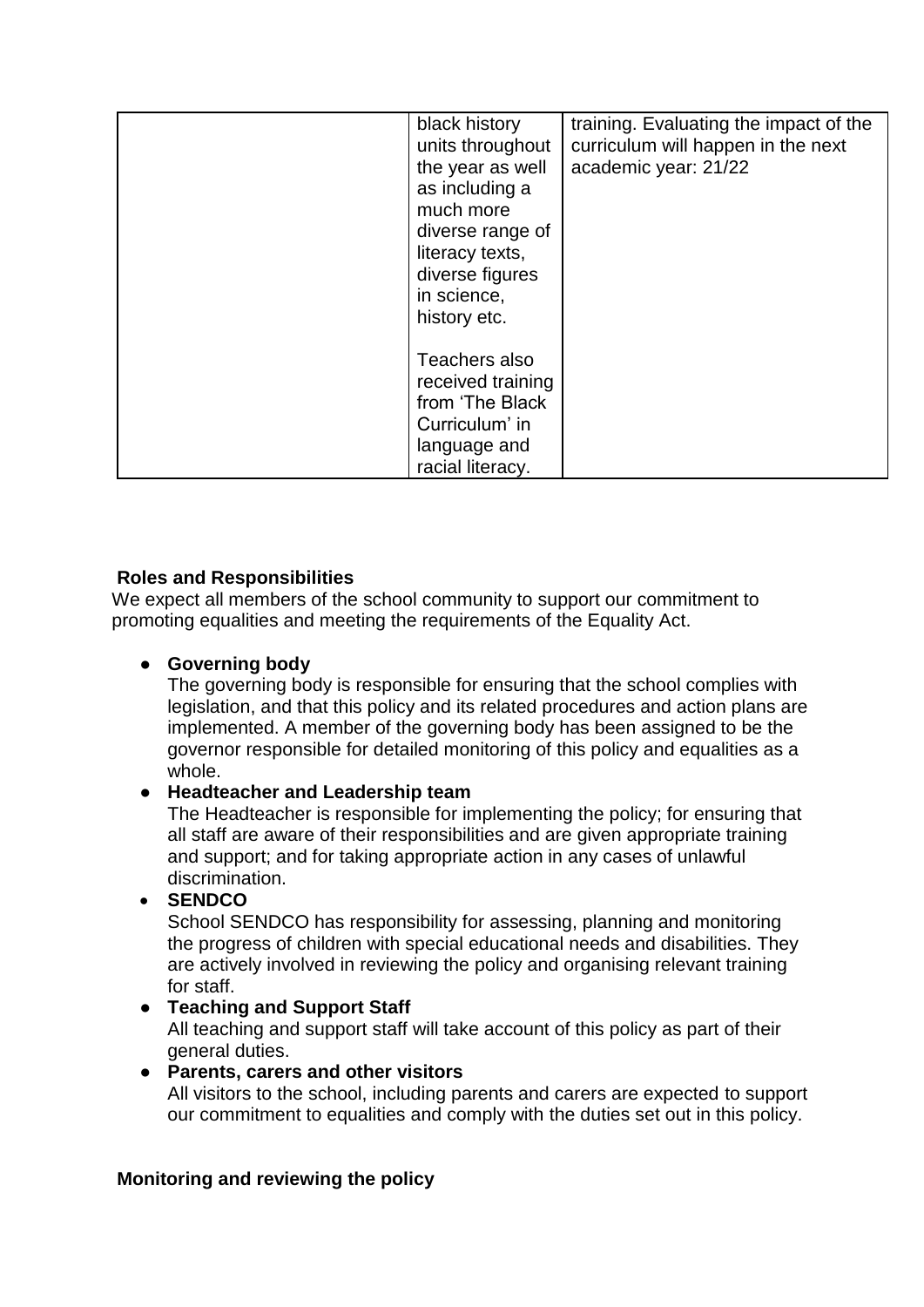| | | |
|---|---|---|
| | black history units throughout the year as well as including a much more diverse range of literacy texts, diverse figures in science, history etc.<br><br>Teachers also received training from 'The Black Curriculum' in language and racial literacy. | training. Evaluating the impact of the curriculum will happen in the next academic year: 21/22 |

**Roles and Responsibilities**

We expect all members of the school community to support our commitment to promoting equalities and meeting the requirements of the Equality Act.

- **Governing body**
  The governing body is responsible for ensuring that the school complies with legislation, and that this policy and its related procedures and action plans are implemented. A member of the governing body has been assigned to be the governor responsible for detailed monitoring of this policy and equalities as a whole.
- **Headteacher and Leadership team**
  The Headteacher is responsible for implementing the policy; for ensuring that all staff are aware of their responsibilities and are given appropriate training and support; and for taking appropriate action in any cases of unlawful discrimination.
- **SENDCO**
  School SENDCO has responsibility for assessing, planning and monitoring the progress of children with special educational needs and disabilities. They are actively involved in reviewing the policy and organising relevant training for staff.
- **Teaching and Support Staff**
  All teaching and support staff will take account of this policy as part of their general duties.
- **Parents, carers and other visitors**
  All visitors to the school, including parents and carers are expected to support our commitment to equalities and comply with the duties set out in this policy.

**Monitoring and reviewing the policy**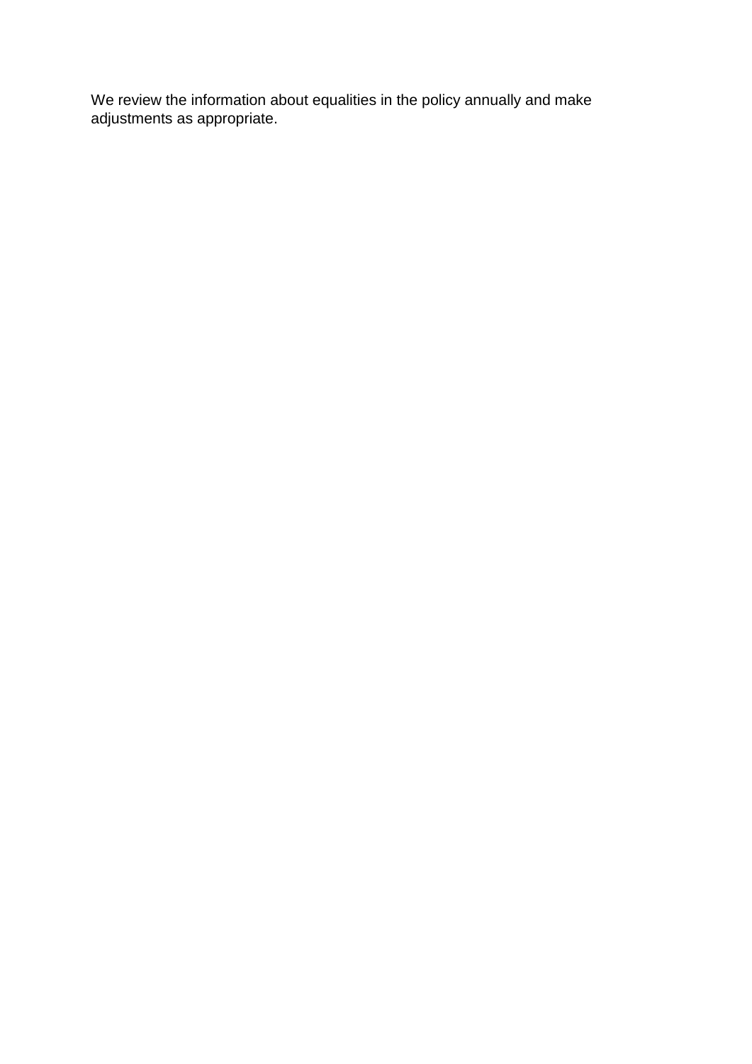We review the information about equalities in the policy annually and make adjustments as appropriate.